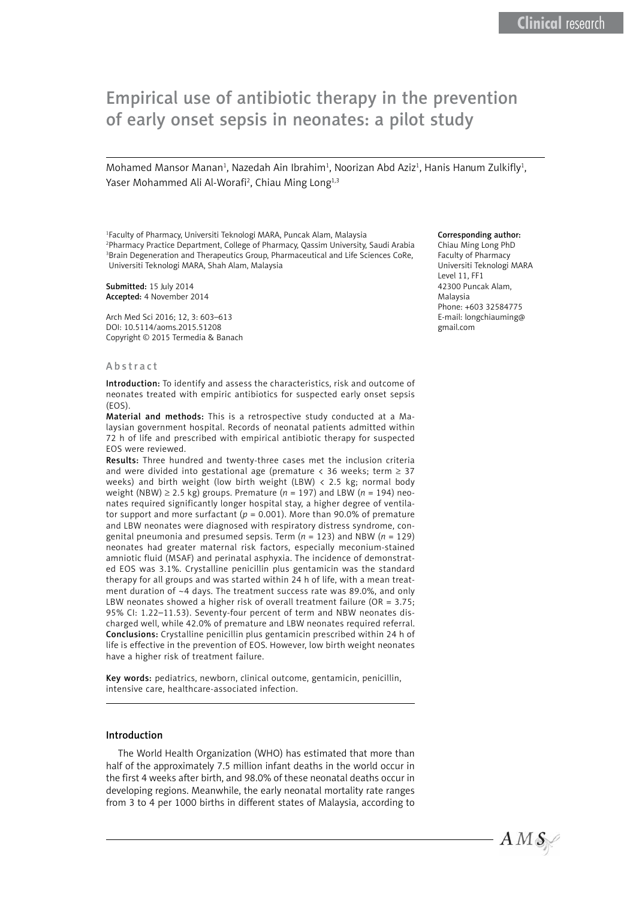# Empirical use of antibiotic therapy in the prevention of early onset sepsis in neonates: a pilot study

Mohamed Mansor Manan[1], Nazedah Ain Ibrahim[1], Noorizan Abd Aziz[1], Hanis Hanum Zulkifly[1], Yaser Mohammed Ali Al-Worafi[2], Chiau Ming Long[1,3]

[1]Faculty of Pharmacy, Universiti Teknologi MARA, Puncak Alam, Malaysia
[2]Pharmacy Practice Department, College of Pharmacy, Qassim University, Saudi Arabia
[3]Brain Degeneration and Therapeutics Group, Pharmaceutical and Life Sciences CoRe, Universiti Teknologi MARA, Shah Alam, Malaysia

**Submitted:** 15 July 2014
**Accepted:** 4 November 2014

Arch Med Sci 2016; 12, 3: 603–613
DOI: 10.5114/aoms.2015.51208
Copyright © 2015 Termedia & Banach

**Corresponding author:**
Chiau Ming Long PhD
Faculty of Pharmacy
Universiti Teknologi MARA
Level 11, FF1
42300 Puncak Alam,
Malaysia
Phone: +603 32584775
E-mail: longchiauming@gmail.com

## Abstract

**Introduction:** To identify and assess the characteristics, risk and outcome of neonates treated with empiric antibiotics for suspected early onset sepsis (EOS).

**Material and methods:** This is a retrospective study conducted at a Malaysian government hospital. Records of neonatal patients admitted within 72 h of life and prescribed with empirical antibiotic therapy for suspected EOS were reviewed.

**Results:** Three hundred and twenty-three cases met the inclusion criteria and were divided into gestational age (premature < 36 weeks; term ≥ 37 weeks) and birth weight (low birth weight (LBW) < 2.5 kg; normal body weight (NBW) ≥ 2.5 kg) groups. Premature ($n$ = 197) and LBW ($n$ = 194) neonates required significantly longer hospital stay, a higher degree of ventilator support and more surfactant ($p$ = 0.001). More than 90.0% of premature and LBW neonates were diagnosed with respiratory distress syndrome, congenital pneumonia and presumed sepsis. Term ($n$ = 123) and NBW ($n$ = 129) neonates had greater maternal risk factors, especially meconium-stained amniotic fluid (MSAF) and perinatal asphyxia. The incidence of demonstrated EOS was 3.1%. Crystalline penicillin plus gentamicin was the standard therapy for all groups and was started within 24 h of life, with a mean treatment duration of ~4 days. The treatment success rate was 89.0%, and only LBW neonates showed a higher risk of overall treatment failure (OR = 3.75; 95% CI: 1.22–11.53). Seventy-four percent of term and NBW neonates discharged well, while 42.0% of premature and LBW neonates required referral.

**Conclusions:** Crystalline penicillin plus gentamicin prescribed within 24 h of life is effective in the prevention of EOS. However, low birth weight neonates have a higher risk of treatment failure.

**Key words:** pediatrics, newborn, clinical outcome, gentamicin, penicillin, intensive care, healthcare-associated infection.

## Introduction

The World Health Organization (WHO) has estimated that more than half of the approximately 7.5 million infant deaths in the world occur in the first 4 weeks after birth, and 98.0% of these neonatal deaths occur in developing regions. Meanwhile, the early neonatal mortality rate ranges from 3 to 4 per 1000 births in different states of Malaysia, according to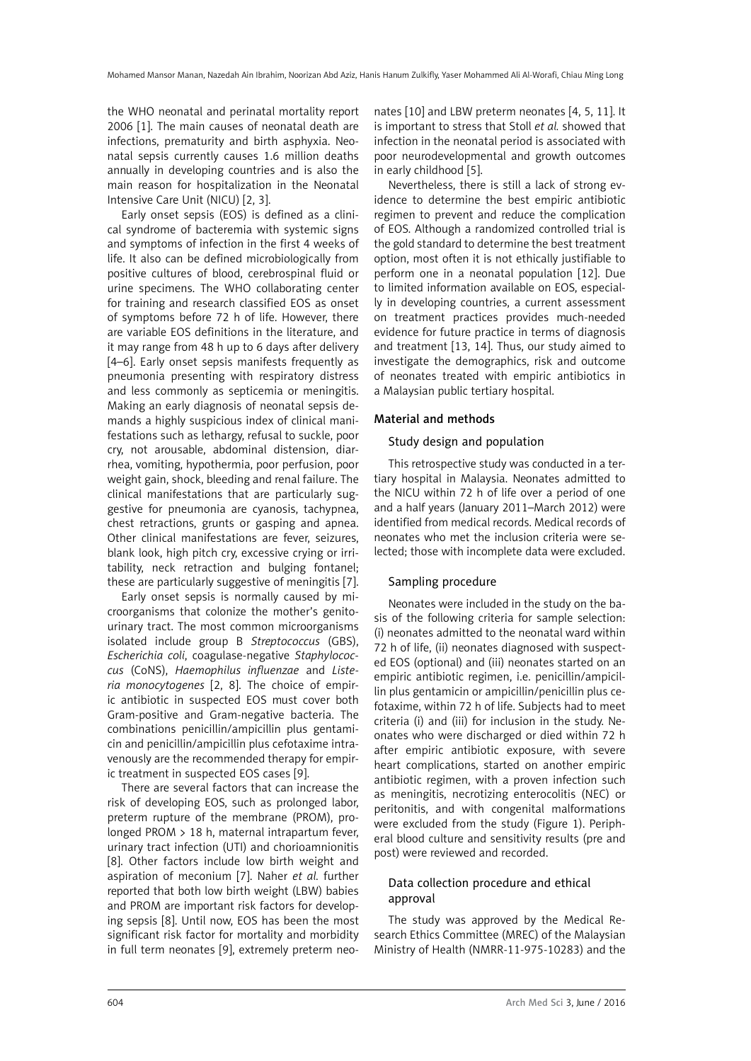the WHO neonatal and perinatal mortality report 2006 [1]. The main causes of neonatal death are infections, prematurity and birth asphyxia. Neonatal sepsis currently causes 1.6 million deaths annually in developing countries and is also the main reason for hospitalization in the Neonatal Intensive Care Unit (NICU) [2, 3].

Early onset sepsis (EOS) is defined as a clinical syndrome of bacteremia with systemic signs and symptoms of infection in the first 4 weeks of life. It also can be defined microbiologically from positive cultures of blood, cerebrospinal fluid or urine specimens. The WHO collaborating center for training and research classified EOS as onset of symptoms before 72 h of life. However, there are variable EOS definitions in the literature, and it may range from 48 h up to 6 days after delivery [4–6]. Early onset sepsis manifests frequently as pneumonia presenting with respiratory distress and less commonly as septicemia or meningitis. Making an early diagnosis of neonatal sepsis demands a highly suspicious index of clinical manifestations such as lethargy, refusal to suckle, poor cry, not arousable, abdominal distension, diarrhea, vomiting, hypothermia, poor perfusion, poor weight gain, shock, bleeding and renal failure. The clinical manifestations that are particularly suggestive for pneumonia are cyanosis, tachypnea, chest retractions, grunts or gasping and apnea. Other clinical manifestations are fever, seizures, blank look, high pitch cry, excessive crying or irritability, neck retraction and bulging fontanel; these are particularly suggestive of meningitis [7].

Early onset sepsis is normally caused by microorganisms that colonize the mother's genitourinary tract. The most common microorganisms isolated include group B *Streptococcus* (GBS), *Escherichia coli*, coagulase-negative *Staphylococcus* (CoNS), *Haemophilus influenzae* and *Listeria monocytogenes* [2, 8]. The choice of empiric antibiotic in suspected EOS must cover both Gram-positive and Gram-negative bacteria. The combinations penicillin/ampicillin plus gentamicin and penicillin/ampicillin plus cefotaxime intravenously are the recommended therapy for empiric treatment in suspected EOS cases [9].

There are several factors that can increase the risk of developing EOS, such as prolonged labor, preterm rupture of the membrane (PROM), prolonged PROM > 18 h, maternal intrapartum fever, urinary tract infection (UTI) and chorioamnionitis [8]. Other factors include low birth weight and aspiration of meconium [7]. Naher *et al.* further reported that both low birth weight (LBW) babies and PROM are important risk factors for developing sepsis [8]. Until now, EOS has been the most significant risk factor for mortality and morbidity in full term neonates [9], extremely preterm neonates [10] and LBW preterm neonates [4, 5, 11]. It is important to stress that Stoll *et al.* showed that infection in the neonatal period is associated with poor neurodevelopmental and growth outcomes in early childhood [5].

Nevertheless, there is still a lack of strong evidence to determine the best empiric antibiotic regimen to prevent and reduce the complication of EOS. Although a randomized controlled trial is the gold standard to determine the best treatment option, most often it is not ethically justifiable to perform one in a neonatal population [12]. Due to limited information available on EOS, especially in developing countries, a current assessment on treatment practices provides much-needed evidence for future practice in terms of diagnosis and treatment [13, 14]. Thus, our study aimed to investigate the demographics, risk and outcome of neonates treated with empiric antibiotics in a Malaysian public tertiary hospital.

## Material and methods

### Study design and population

This retrospective study was conducted in a tertiary hospital in Malaysia. Neonates admitted to the NICU within 72 h of life over a period of one and a half years (January 2011–March 2012) were identified from medical records. Medical records of neonates who met the inclusion criteria were selected; those with incomplete data were excluded.

### Sampling procedure

Neonates were included in the study on the basis of the following criteria for sample selection: (i) neonates admitted to the neonatal ward within 72 h of life, (ii) neonates diagnosed with suspected EOS (optional) and (iii) neonates started on an empiric antibiotic regimen, i.e. penicillin/ampicillin plus gentamicin or ampicillin/penicillin plus cefotaxime, within 72 h of life. Subjects had to meet criteria (i) and (iii) for inclusion in the study. Neonates who were discharged or died within 72 h after empiric antibiotic exposure, with severe heart complications, started on another empiric antibiotic regimen, with a proven infection such as meningitis, necrotizing enterocolitis (NEC) or peritonitis, and with congenital malformations were excluded from the study (Figure 1). Peripheral blood culture and sensitivity results (pre and post) were reviewed and recorded.

### Data collection procedure and ethical approval

The study was approved by the Medical Research Ethics Committee (MREC) of the Malaysian Ministry of Health (NMRR-11-975-10283) and the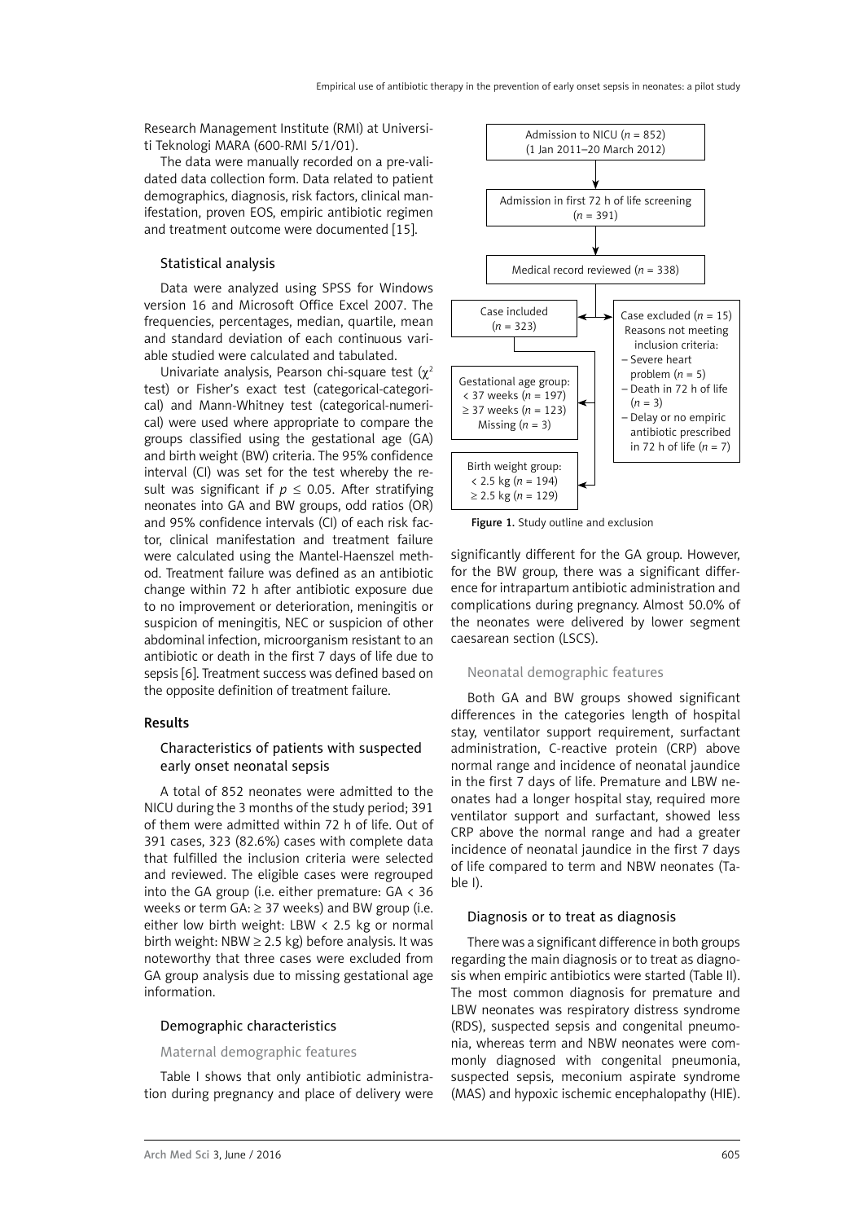Research Management Institute (RMI) at Universiti Teknologi MARA (600-RMI 5/1/01).

The data were manually recorded on a pre-validated data collection form. Data related to patient demographics, diagnosis, risk factors, clinical manifestation, proven EOS, empiric antibiotic regimen and treatment outcome were documented [15].

### Statistical analysis

Data were analyzed using SPSS for Windows version 16 and Microsoft Office Excel 2007. The frequencies, percentages, median, quartile, mean and standard deviation of each continuous variable studied were calculated and tabulated.

Univariate analysis, Pearson chi-square test ($\chi^2$ test) or Fisher's exact test (categorical-categorical) and Mann-Whitney test (categorical-numerical) were used where appropriate to compare the groups classified using the gestational age (GA) and birth weight (BW) criteria. The 95% confidence interval (CI) was set for the test whereby the result was significant if $p \leq 0.05$. After stratifying neonates into GA and BW groups, odd ratios (OR) and 95% confidence intervals (CI) of each risk factor, clinical manifestation and treatment failure were calculated using the Mantel-Haenszel method. Treatment failure was defined as an antibiotic change within 72 h after antibiotic exposure due to no improvement or deterioration, meningitis or suspicion of meningitis, NEC or suspicion of other abdominal infection, microorganism resistant to an antibiotic or death in the first 7 days of life due to sepsis [6]. Treatment success was defined based on the opposite definition of treatment failure.

## Results

### Characteristics of patients with suspected early onset neonatal sepsis

A total of 852 neonates were admitted to the NICU during the 3 months of the study period; 391 of them were admitted within 72 h of life. Out of 391 cases, 323 (82.6%) cases with complete data that fulfilled the inclusion criteria were selected and reviewed. The eligible cases were regrouped into the GA group (i.e. either premature: GA < 36 weeks or term GA: ≥ 37 weeks) and BW group (i.e. either low birth weight: LBW < 2.5 kg or normal birth weight: NBW ≥ 2.5 kg) before analysis. It was noteworthy that three cases were excluded from GA group analysis due to missing gestational age information.

Admission to NICU (*n* = 852) (1 Jan 2011–20 March 2012)
→ Admission in first 72 h of life screening (*n* = 391)
→ Medical record reviewed (*n* = 338)
→ Case included (*n* = 323)
→ Case excluded (*n* = 15) Reasons not meeting inclusion criteria:
- Severe heart problem (*n* = 5)
- Death in 72 h of life (*n* = 3)
- Delay or no empiric antibiotic prescribed in 72 h of life (*n* = 7)

Gestational age group: < 37 weeks (*n* = 197) ≥ 37 weeks (*n* = 123) Missing (*n* = 3)

Birth weight group: < 2.5 kg (*n* = 194) ≥ 2.5 kg (*n* = 129)

**Figure 1.** Study outline and exclusion

### Demographic characteristics

#### Maternal demographic features

Table I shows that only antibiotic administration during pregnancy and place of delivery were significantly different for the GA group. However, for the BW group, there was a significant difference for intrapartum antibiotic administration and complications during pregnancy. Almost 50.0% of the neonates were delivered by lower segment caesarean section (LSCS).

#### Neonatal demographic features

Both GA and BW groups showed significant differences in the categories length of hospital stay, ventilator support requirement, surfactant administration, C-reactive protein (CRP) above normal range and incidence of neonatal jaundice in the first 7 days of life. Premature and LBW neonates had a longer hospital stay, required more ventilator support and surfactant, showed less CRP above the normal range and had a greater incidence of neonatal jaundice in the first 7 days of life compared to term and NBW neonates (Table I).

### Diagnosis or to treat as diagnosis

There was a significant difference in both groups regarding the main diagnosis or to treat as diagnosis when empiric antibiotics were started (Table II). The most common diagnosis for premature and LBW neonates was respiratory distress syndrome (RDS), suspected sepsis and congenital pneumonia, whereas term and NBW neonates were commonly diagnosed with congenital pneumonia, suspected sepsis, meconium aspirate syndrome (MAS) and hypoxic ischemic encephalopathy (HIE).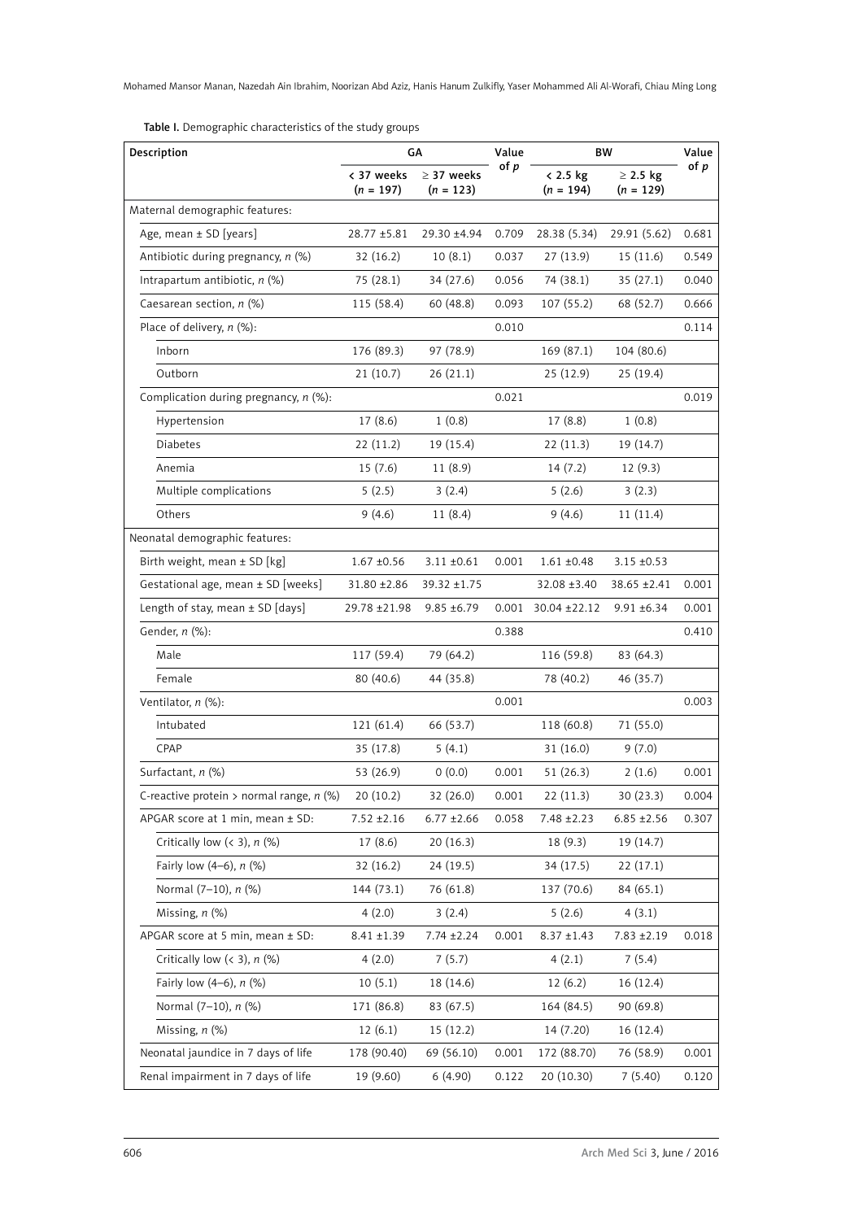**Table I.** Demographic characteristics of the study groups

| Description | GA | | Value of *p* | BW | | Value of *p* |
|---|---|---|---|---|---|---|
| | < 37 weeks (*n* = 197) | ≥ 37 weeks (*n* = 123) | | < 2.5 kg (*n* = 194) | ≥ 2.5 kg (*n* = 129) | |
| Maternal demographic features: | | | | | | |
| Age, mean ± SD [years] | 28.77 ±5.81 | 29.30 ±4.94 | 0.709 | 28.38 (5.34) | 29.91 (5.62) | 0.681 |
| Antibiotic during pregnancy, *n* (%) | 32 (16.2) | 10 (8.1) | 0.037 | 27 (13.9) | 15 (11.6) | 0.549 |
| Intrapartum antibiotic, *n* (%) | 75 (28.1) | 34 (27.6) | 0.056 | 74 (38.1) | 35 (27.1) | 0.040 |
| Caesarean section, *n* (%) | 115 (58.4) | 60 (48.8) | 0.093 | 107 (55.2) | 68 (52.7) | 0.666 |
| Place of delivery, *n* (%): | | | 0.010 | | | 0.114 |
| Inborn | 176 (89.3) | 97 (78.9) | | 169 (87.1) | 104 (80.6) | |
| Outborn | 21 (10.7) | 26 (21.1) | | 25 (12.9) | 25 (19.4) | |
| Complication during pregnancy, *n* (%): | | | 0.021 | | | 0.019 |
| Hypertension | 17 (8.6) | 1 (0.8) | | 17 (8.8) | 1 (0.8) | |
| Diabetes | 22 (11.2) | 19 (15.4) | | 22 (11.3) | 19 (14.7) | |
| Anemia | 15 (7.6) | 11 (8.9) | | 14 (7.2) | 12 (9.3) | |
| Multiple complications | 5 (2.5) | 3 (2.4) | | 5 (2.6) | 3 (2.3) | |
| Others | 9 (4.6) | 11 (8.4) | | 9 (4.6) | 11 (11.4) | |
| Neonatal demographic features: | | | | | | |
| Birth weight, mean ± SD [kg] | 1.67 ±0.56 | 3.11 ±0.61 | 0.001 | 1.61 ±0.48 | 3.15 ±0.53 | |
| Gestational age, mean ± SD [weeks] | 31.80 ±2.86 | 39.32 ±1.75 | | 32.08 ±3.40 | 38.65 ±2.41 | 0.001 |
| Length of stay, mean ± SD [days] | 29.78 ±21.98 | 9.85 ±6.79 | 0.001 | 30.04 ±22.12 | 9.91 ±6.34 | 0.001 |
| Gender, *n* (%): | | | 0.388 | | | 0.410 |
| Male | 117 (59.4) | 79 (64.2) | | 116 (59.8) | 83 (64.3) | |
| Female | 80 (40.6) | 44 (35.8) | | 78 (40.2) | 46 (35.7) | |
| Ventilator, *n* (%): | | | 0.001 | | | 0.003 |
| Intubated | 121 (61.4) | 66 (53.7) | | 118 (60.8) | 71 (55.0) | |
| CPAP | 35 (17.8) | 5 (4.1) | | 31 (16.0) | 9 (7.0) | |
| Surfactant, *n* (%) | 53 (26.9) | 0 (0.0) | 0.001 | 51 (26.3) | 2 (1.6) | 0.001 |
| C-reactive protein > normal range, *n* (%) | 20 (10.2) | 32 (26.0) | 0.001 | 22 (11.3) | 30 (23.3) | 0.004 |
| APGAR score at 1 min, mean ± SD: | 7.52 ±2.16 | 6.77 ±2.66 | 0.058 | 7.48 ±2.23 | 6.85 ±2.56 | 0.307 |
| Critically low (< 3), *n* (%) | 17 (8.6) | 20 (16.3) | | 18 (9.3) | 19 (14.7) | |
| Fairly low (4–6), *n* (%) | 32 (16.2) | 24 (19.5) | | 34 (17.5) | 22 (17.1) | |
| Normal (7–10), *n* (%) | 144 (73.1) | 76 (61.8) | | 137 (70.6) | 84 (65.1) | |
| Missing, *n* (%) | 4 (2.0) | 3 (2.4) | | 5 (2.6) | 4 (3.1) | |
| APGAR score at 5 min, mean ± SD: | 8.41 ±1.39 | 7.74 ±2.24 | 0.001 | 8.37 ±1.43 | 7.83 ±2.19 | 0.018 |
| Critically low (< 3), *n* (%) | 4 (2.0) | 7 (5.7) | | 4 (2.1) | 7 (5.4) | |
| Fairly low (4–6), *n* (%) | 10 (5.1) | 18 (14.6) | | 12 (6.2) | 16 (12.4) | |
| Normal (7–10), *n* (%) | 171 (86.8) | 83 (67.5) | | 164 (84.5) | 90 (69.8) | |
| Missing, *n* (%) | 12 (6.1) | 15 (12.2) | | 14 (7.20) | 16 (12.4) | |
| Neonatal jaundice in 7 days of life | 178 (90.40) | 69 (56.10) | 0.001 | 172 (88.70) | 76 (58.9) | 0.001 |
| Renal impairment in 7 days of life | 19 (9.60) | 6 (4.90) | 0.122 | 20 (10.30) | 7 (5.40) | 0.120 |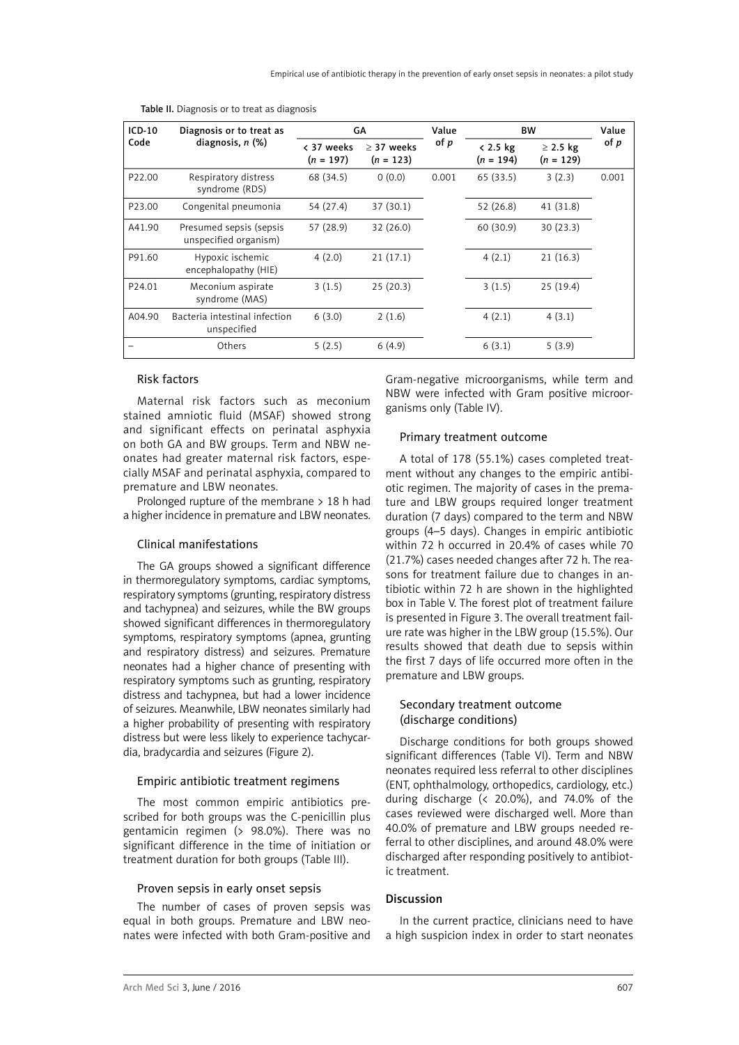Table II. Diagnosis or to treat as diagnosis

| ICD-10 Code | Diagnosis or to treat as diagnosis, *n* (%) | GA | | Value of *p* | BW | | Value of *p* |
|---|---|---|---|---|---|---|---|
| | | < 37 weeks (*n* = 197) | ≥ 37 weeks (*n* = 123) | | < 2.5 kg (*n* = 194) | ≥ 2.5 kg (*n* = 129) | |
| P22.00 | Respiratory distress syndrome (RDS) | 68 (34.5) | 0 (0.0) | 0.001 | 65 (33.5) | 3 (2.3) | 0.001 |
| P23.00 | Congenital pneumonia | 54 (27.4) | 37 (30.1) | | 52 (26.8) | 41 (31.8) | |
| A41.90 | Presumed sepsis (sepsis unspecified organism) | 57 (28.9) | 32 (26.0) | | 60 (30.9) | 30 (23.3) | |
| P91.60 | Hypoxic ischemic encephalopathy (HIE) | 4 (2.0) | 21 (17.1) | | 4 (2.1) | 21 (16.3) | |
| P24.01 | Meconium aspirate syndrome (MAS) | 3 (1.5) | 25 (20.3) | | 3 (1.5) | 25 (19.4) | |
| A04.90 | Bacteria intestinal infection unspecified | 6 (3.0) | 2 (1.6) | | 4 (2.1) | 4 (3.1) | |
| – | Others | 5 (2.5) | 6 (4.9) | | 6 (3.1) | 5 (3.9) | |

### Risk factors

Maternal risk factors such as meconium stained amniotic fluid (MSAF) showed strong and significant effects on perinatal asphyxia on both GA and BW groups. Term and NBW neonates had greater maternal risk factors, especially MSAF and perinatal asphyxia, compared to premature and LBW neonates.

Prolonged rupture of the membrane > 18 h had a higher incidence in premature and LBW neonates.

### Clinical manifestations

The GA groups showed a significant difference in thermoregulatory symptoms, cardiac symptoms, respiratory symptoms (grunting, respiratory distress and tachypnea) and seizures, while the BW groups showed significant differences in thermoregulatory symptoms, respiratory symptoms (apnea, grunting and respiratory distress) and seizures. Premature neonates had a higher chance of presenting with respiratory symptoms such as grunting, respiratory distress and tachypnea, but had a lower incidence of seizures. Meanwhile, LBW neonates similarly had a higher probability of presenting with respiratory distress but were less likely to experience tachycardia, bradycardia and seizures (Figure 2).

### Empiric antibiotic treatment regimens

The most common empiric antibiotics prescribed for both groups was the C-penicillin plus gentamicin regimen (> 98.0%). There was no significant difference in the time of initiation or treatment duration for both groups (Table III).

### Proven sepsis in early onset sepsis

The number of cases of proven sepsis was equal in both groups. Premature and LBW neonates were infected with both Gram-positive and Gram-negative microorganisms, while term and NBW were infected with Gram positive microorganisms only (Table IV).

### Primary treatment outcome

A total of 178 (55.1%) cases completed treatment without any changes to the empiric antibiotic regimen. The majority of cases in the premature and LBW groups required longer treatment duration (7 days) compared to the term and NBW groups (4–5 days). Changes in empiric antibiotic within 72 h occurred in 20.4% of cases while 70 (21.7%) cases needed changes after 72 h. The reasons for treatment failure due to changes in antibiotic within 72 h are shown in the highlighted box in Table V. The forest plot of treatment failure is presented in Figure 3. The overall treatment failure rate was higher in the LBW group (15.5%). Our results showed that death due to sepsis within the first 7 days of life occurred more often in the premature and LBW groups.

### Secondary treatment outcome (discharge conditions)

Discharge conditions for both groups showed significant differences (Table VI). Term and NBW neonates required less referral to other disciplines (ENT, ophthalmology, orthopedics, cardiology, etc.) during discharge (< 20.0%), and 74.0% of the cases reviewed were discharged well. More than 40.0% of premature and LBW groups needed referral to other disciplines, and around 48.0% were discharged after responding positively to antibiotic treatment.

## Discussion

In the current practice, clinicians need to have a high suspicion index in order to start neonates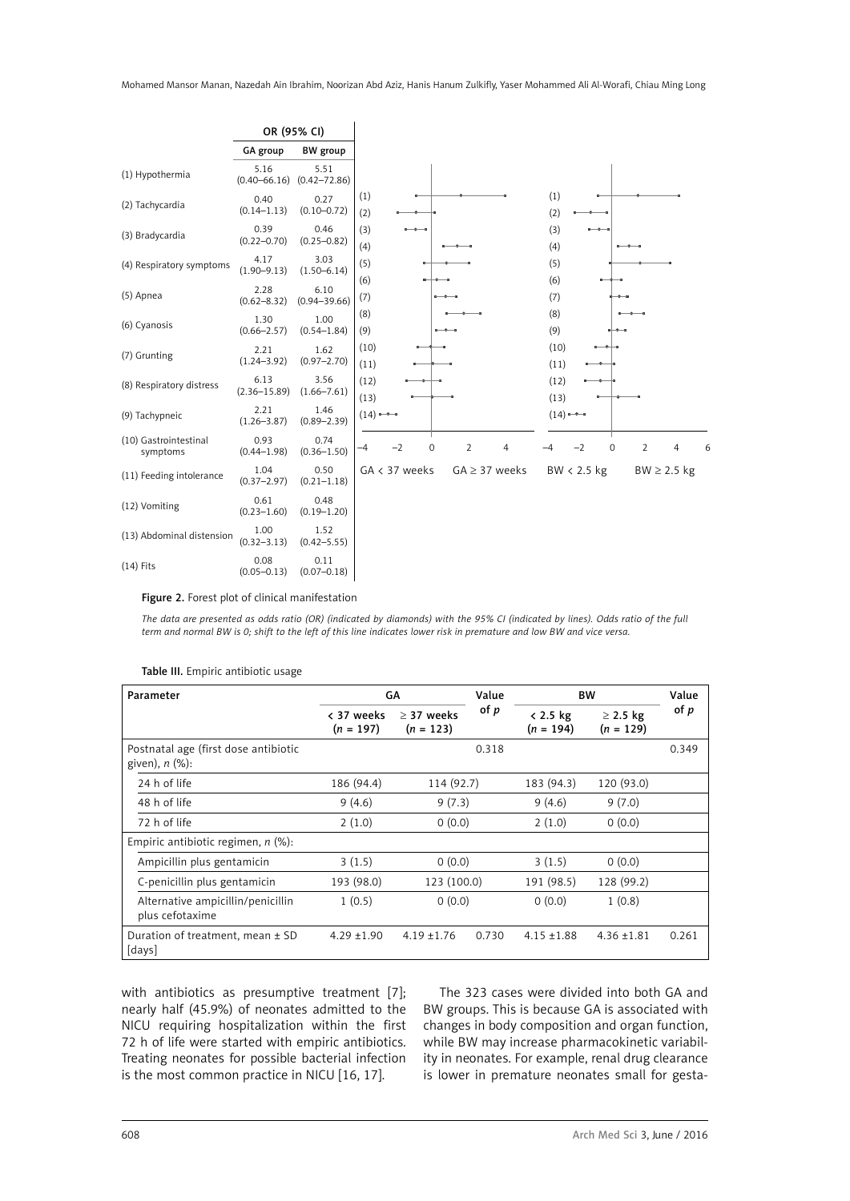| | OR (95% CI) | |
|---|---|---|
| | GA group | BW group |
| (1) Hypothermia | 5.16 (0.40–66.16) | 5.51 (0.42–72.86) |
| (2) Tachycardia | 0.40 (0.14–1.13) | 0.27 (0.10–0.72) |
| (3) Bradycardia | 0.39 (0.22–0.70) | 0.46 (0.25–0.82) |
| (4) Respiratory symptoms | 4.17 (1.90–9.13) | 3.03 (1.50–6.14) |
| (5) Apnea | 2.28 (0.62–8.32) | 6.10 (0.94–39.66) |
| (6) Cyanosis | 1.30 (0.66–2.57) | 1.00 (0.54–1.84) |
| (7) Grunting | 2.21 (1.24–3.92) | 1.62 (0.97–2.70) |
| (8) Respiratory distress | 6.13 (2.36–15.89) | 3.56 (1.66–7.61) |
| (9) Tachypneic | 2.21 (1.26–3.87) | 1.46 (0.89–2.39) |
| (10) Gastrointestinal symptoms | 0.93 (0.44–1.98) | 0.74 (0.36–1.50) |
| (11) Feeding intolerance | 1.04 (0.37–2.97) | 0.50 (0.21–1.18) |
| (12) Vomiting | 0.61 (0.23–1.60) | 0.48 (0.19–1.20) |
| (13) Abdominal distension | 1.00 (0.32–3.13) | 1.52 (0.42–5.55) |
| (14) Fits | 0.08 (0.05–0.13) | 0.11 (0.07–0.18) |

GA < 37 weeks | GA ≥ 37 weeks | BW < 2.5 kg | BW ≥ 2.5 kg

**Figure 2.** Forest plot of clinical manifestation

*The data are presented as odds ratio (OR) (indicated by diamonds) with the 95% CI (indicated by lines). Odds ratio of the full term and normal BW is 0; shift to the left of this line indicates lower risk in premature and low BW and vice versa.*

**Table III.** Empiric antibiotic usage

| Parameter | GA | | Value of *p* | BW | | Value of *p* |
|---|---|---|---|---|---|---|
| | < 37 weeks (*n* = 197) | ≥ 37 weeks (*n* = 123) | | < 2.5 kg (*n* = 194) | ≥ 2.5 kg (*n* = 129) | |
| Postnatal age (first dose antibiotic given), *n* (%): | | | 0.318 | | | 0.349 |
| 24 h of life | 186 (94.4) | 114 (92.7) | | 183 (94.3) | 120 (93.0) | |
| 48 h of life | 9 (4.6) | 9 (7.3) | | 9 (4.6) | 9 (7.0) | |
| 72 h of life | 2 (1.0) | 0 (0.0) | | 2 (1.0) | 0 (0.0) | |
| Empiric antibiotic regimen, *n* (%): | | | | | | |
| Ampicillin plus gentamicin | 3 (1.5) | 0 (0.0) | | 3 (1.5) | 0 (0.0) | |
| C-penicillin plus gentamicin | 193 (98.0) | 123 (100.0) | | 191 (98.5) | 128 (99.2) | |
| Alternative ampicillin/penicillin plus cefotaxime | 1 (0.5) | 0 (0.0) | | 0 (0.0) | 1 (0.8) | |
| Duration of treatment, mean ± SD [days] | 4.29 ±1.90 | 4.19 ±1.76 | 0.730 | 4.15 ±1.88 | 4.36 ±1.81 | 0.261 |

with antibiotics as presumptive treatment [7]; nearly half (45.9%) of neonates admitted to the NICU requiring hospitalization within the first 72 h of life were started with empiric antibiotics. Treating neonates for possible bacterial infection is the most common practice in NICU [16, 17].

The 323 cases were divided into both GA and BW groups. This is because GA is associated with changes in body composition and organ function, while BW may increase pharmacokinetic variability in neonates. For example, renal drug clearance is lower in premature neonates small for gesta-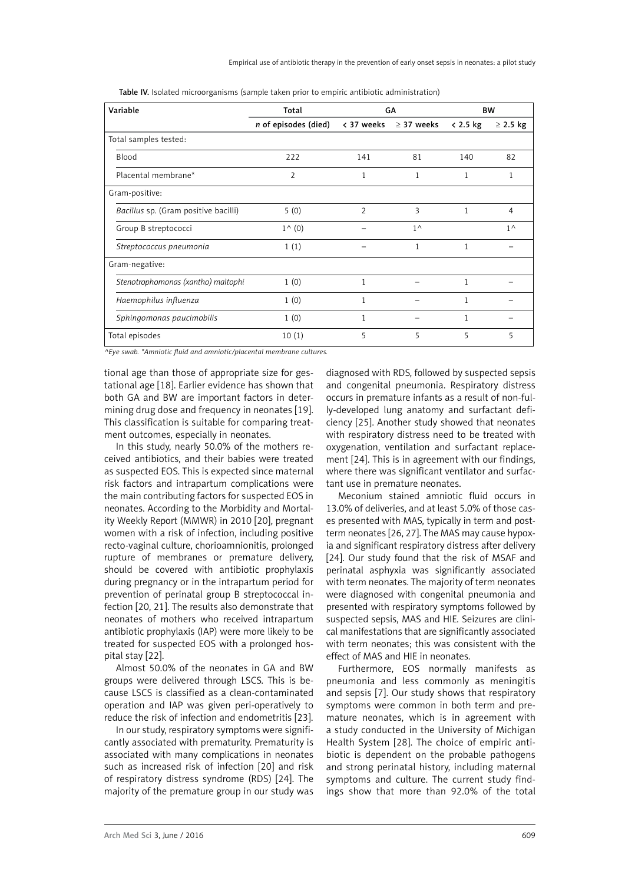Table IV. Isolated microorganisms (sample taken prior to empiric antibiotic administration)

| Variable | Total | GA | | BW | |
|---|---|---|---|---|---|
| | *n* of episodes (died) | < 37 weeks | ≥ 37 weeks | < 2.5 kg | ≥ 2.5 kg |
| Total samples tested: | | | | | |
| Blood | 222 | 141 | 81 | 140 | 82 |
| Placental membrane* | 2 | 1 | 1 | 1 | 1 |
| Gram-positive: | | | | | |
| *Bacillus* sp. (Gram positive bacilli) | 5 (0) | 2 | 3 | 1 | 4 |
| Group B streptococci | 1^ (0) | – | 1^ | | 1^ |
| *Streptococcus pneumonia* | 1 (1) | – | 1 | 1 | – |
| Gram-negative: | | | | | |
| *Stenotrophomonas (xantho) maltophi* | 1 (0) | 1 | – | 1 | – |
| *Haemophilus influenza* | 1 (0) | 1 | – | 1 | – |
| *Sphingomonas paucimobilis* | 1 (0) | 1 | – | 1 | – |
| Total episodes | 10 (1) | 5 | 5 | 5 | 5 |

*^Eye swab. *Amniotic fluid and amniotic/placental membrane cultures.*

tional age than those of appropriate size for gestational age [18]. Earlier evidence has shown that both GA and BW are important factors in determining drug dose and frequency in neonates [19]. This classification is suitable for comparing treatment outcomes, especially in neonates.

In this study, nearly 50.0% of the mothers received antibiotics, and their babies were treated as suspected EOS. This is expected since maternal risk factors and intrapartum complications were the main contributing factors for suspected EOS in neonates. According to the Morbidity and Mortality Weekly Report (MMWR) in 2010 [20], pregnant women with a risk of infection, including positive recto-vaginal culture, chorioamnionitis, prolonged rupture of membranes or premature delivery, should be covered with antibiotic prophylaxis during pregnancy or in the intrapartum period for prevention of perinatal group B streptococcal infection [20, 21]. The results also demonstrate that neonates of mothers who received intrapartum antibiotic prophylaxis (IAP) were more likely to be treated for suspected EOS with a prolonged hospital stay [22].

Almost 50.0% of the neonates in GA and BW groups were delivered through LSCS. This is because LSCS is classified as a clean-contaminated operation and IAP was given peri-operatively to reduce the risk of infection and endometritis [23].

In our study, respiratory symptoms were significantly associated with prematurity. Prematurity is associated with many complications in neonates such as increased risk of infection [20] and risk of respiratory distress syndrome (RDS) [24]. The majority of the premature group in our study was diagnosed with RDS, followed by suspected sepsis and congenital pneumonia. Respiratory distress occurs in premature infants as a result of non-fully-developed lung anatomy and surfactant deficiency [25]. Another study showed that neonates with respiratory distress need to be treated with oxygenation, ventilation and surfactant replacement [24]. This is in agreement with our findings, where there was significant ventilator and surfactant use in premature neonates.

Meconium stained amniotic fluid occurs in 13.0% of deliveries, and at least 5.0% of those cases presented with MAS, typically in term and post-term neonates [26, 27]. The MAS may cause hypoxia and significant respiratory distress after delivery [24]. Our study found that the risk of MSAF and perinatal asphyxia was significantly associated with term neonates. The majority of term neonates were diagnosed with congenital pneumonia and presented with respiratory symptoms followed by suspected sepsis, MAS and HIE. Seizures are clinical manifestations that are significantly associated with term neonates; this was consistent with the effect of MAS and HIE in neonates.

Furthermore, EOS normally manifests as pneumonia and less commonly as meningitis and sepsis [7]. Our study shows that respiratory symptoms were common in both term and premature neonates, which is in agreement with a study conducted in the University of Michigan Health System [28]. The choice of empiric antibiotic is dependent on the probable pathogens and strong perinatal history, including maternal symptoms and culture. The current study findings show that more than 92.0% of the total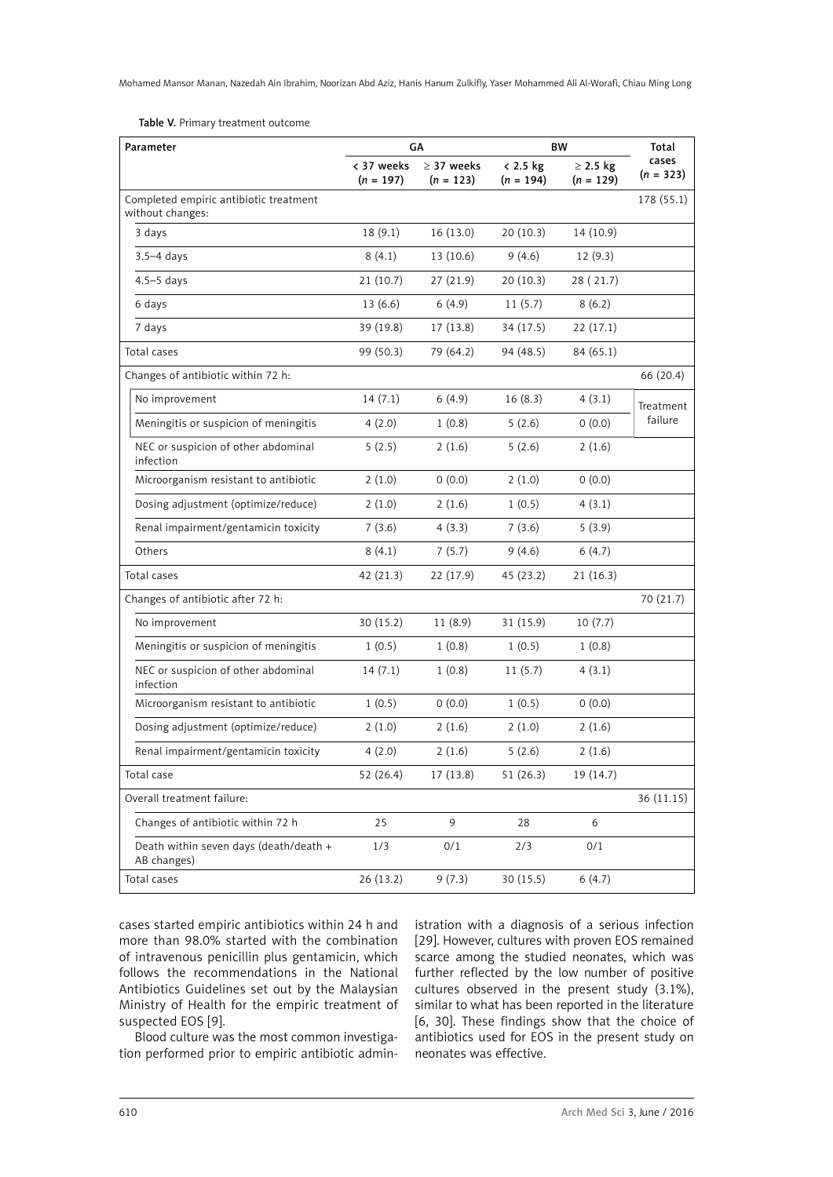Table V. Primary treatment outcome

| Parameter | GA | | BW | | Total cases ($n$ = 323) |
|---|---|---|---|---|---|
| | < 37 weeks ($n$ = 197) | ≥ 37 weeks ($n$ = 123) | < 2.5 kg ($n$ = 194) | ≥ 2.5 kg ($n$ = 129) | |
| Completed empiric antibiotic treatment without changes: | | | | | 178 (55.1) |
| 3 days | 18 (9.1) | 16 (13.0) | 20 (10.3) | 14 (10.9) | |
| 3.5–4 days | 8 (4.1) | 13 (10.6) | 9 (4.6) | 12 (9.3) | |
| 4.5–5 days | 21 (10.7) | 27 (21.9) | 20 (10.3) | 28 ( 21.7) | |
| 6 days | 13 (6.6) | 6 (4.9) | 11 (5.7) | 8 (6.2) | |
| 7 days | 39 (19.8) | 17 (13.8) | 34 (17.5) | 22 (17.1) | |
| Total cases | 99 (50.3) | 79 (64.2) | 94 (48.5) | 84 (65.1) | |
| Changes of antibiotic within 72 h: | | | | | 66 (20.4) |
| No improvement | 14 (7.1) | 6 (4.9) | 16 (8.3) | 4 (3.1) | Treatment failure |
| Meningitis or suspicion of meningitis | 4 (2.0) | 1 (0.8) | 5 (2.6) | 0 (0.0) | |
| NEC or suspicion of other abdominal infection | 5 (2.5) | 2 (1.6) | 5 (2.6) | 2 (1.6) | |
| Microorganism resistant to antibiotic | 2 (1.0) | 0 (0.0) | 2 (1.0) | 0 (0.0) | |
| Dosing adjustment (optimize/reduce) | 2 (1.0) | 2 (1.6) | 1 (0.5) | 4 (3.1) | |
| Renal impairment/gentamicin toxicity | 7 (3.6) | 4 (3.3) | 7 (3.6) | 5 (3.9) | |
| Others | 8 (4.1) | 7 (5.7) | 9 (4.6) | 6 (4.7) | |
| Total cases | 42 (21.3) | 22 (17.9) | 45 (23.2) | 21 (16.3) | |
| Changes of antibiotic after 72 h: | | | | | 70 (21.7) |
| No improvement | 30 (15.2) | 11 (8.9) | 31 (15.9) | 10 (7.7) | |
| Meningitis or suspicion of meningitis | 1 (0.5) | 1 (0.8) | 1 (0.5) | 1 (0.8) | |
| NEC or suspicion of other abdominal infection | 14 (7.1) | 1 (0.8) | 11 (5.7) | 4 (3.1) | |
| Microorganism resistant to antibiotic | 1 (0.5) | 0 (0.0) | 1 (0.5) | 0 (0.0) | |
| Dosing adjustment (optimize/reduce) | 2 (1.0) | 2 (1.6) | 2 (1.0) | 2 (1.6) | |
| Renal impairment/gentamicin toxicity | 4 (2.0) | 2 (1.6) | 5 (2.6) | 2 (1.6) | |
| Total case | 52 (26.4) | 17 (13.8) | 51 (26.3) | 19 (14.7) | |
| Overall treatment failure: | | | | | 36 (11.15) |
| Changes of antibiotic within 72 h | 25 | 9 | 28 | 6 | |
| Death within seven days (death/death + AB changes) | 1/3 | 0/1 | 2/3 | 0/1 | |
| Total cases | 26 (13.2) | 9 (7.3) | 30 (15.5) | 6 (4.7) | |

cases started empiric antibiotics within 24 h and more than 98.0% started with the combination of intravenous penicillin plus gentamicin, which follows the recommendations in the National Antibiotics Guidelines set out by the Malaysian Ministry of Health for the empiric treatment of suspected EOS [9].

Blood culture was the most common investigation performed prior to empiric antibiotic administration with a diagnosis of a serious infection [29]. However, cultures with proven EOS remained scarce among the studied neonates, which was further reflected by the low number of positive cultures observed in the present study (3.1%), similar to what has been reported in the literature [6, 30]. These findings show that the choice of antibiotics used for EOS in the present study on neonates was effective.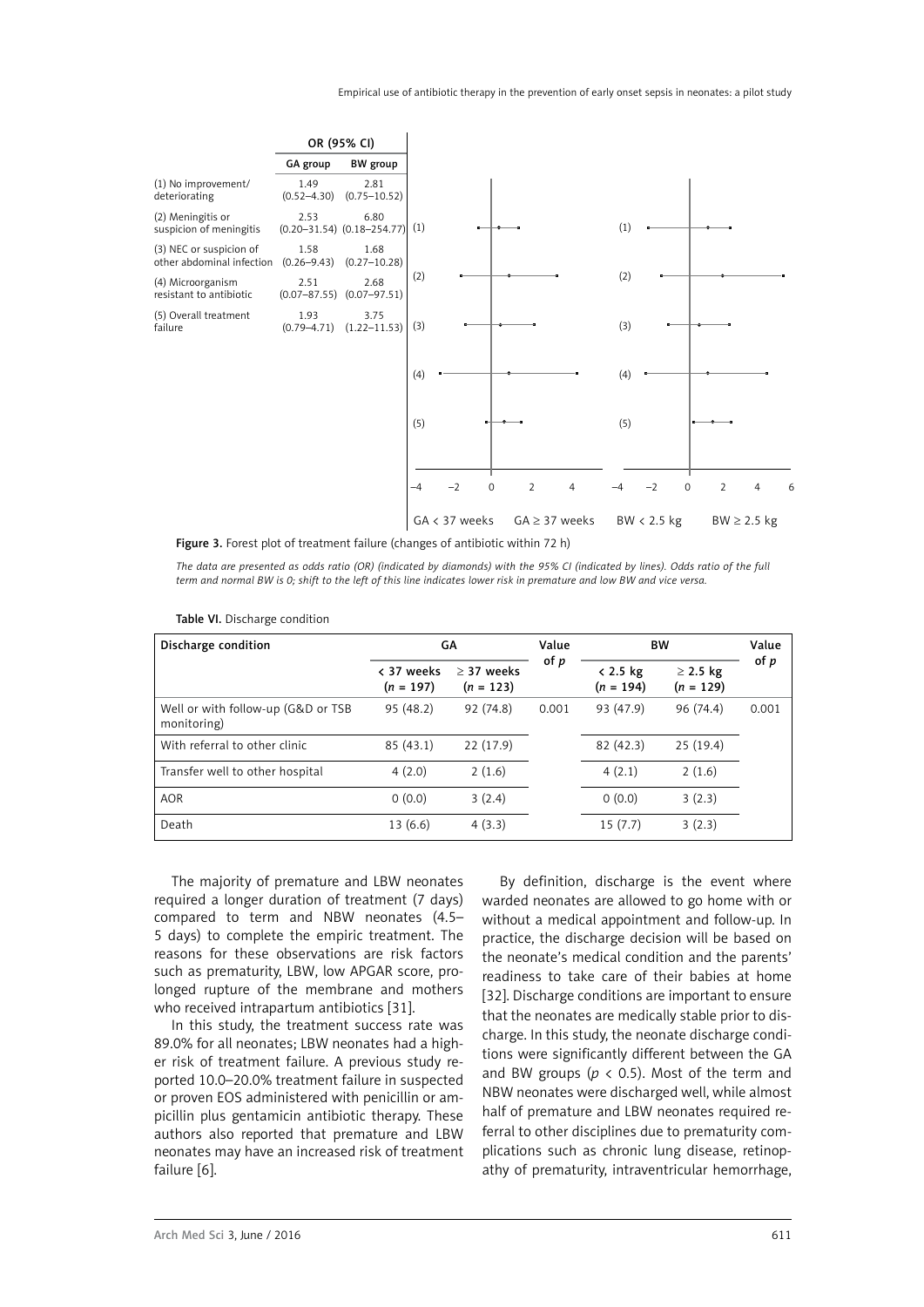| | OR (95% CI) | |
|---|---|---|
| | GA group | BW group |
| (1) No improvement/ deteriorating | 1.49 (0.52–4.30) | 2.81 (0.75–10.52) |
| (2) Meningitis or suspicion of meningitis | 2.53 (0.20–31.54) | 6.80 (0.18–254.77) |
| (3) NEC or suspicion of other abdominal infection | 1.58 (0.26–9.43) | 1.68 (0.27–10.28) |
| (4) Microorganism resistant to antibiotic | 2.51 (0.07–87.55) | 2.68 (0.07–97.51) |
| (5) Overall treatment failure | 1.93 (0.79–4.71) | 3.75 (1.22–11.53) |

GA < 37 weeks GA ≥ 37 weeks BW < 2.5 kg BW ≥ 2.5 kg

**Figure 3.** Forest plot of treatment failure (changes of antibiotic within 72 h)

*The data are presented as odds ratio (OR) (indicated by diamonds) with the 95% CI (indicated by lines). Odds ratio of the full term and normal BW is 0; shift to the left of this line indicates lower risk in premature and low BW and vice versa.*

**Table VI.** Discharge condition

| Discharge condition | GA | | Value of $p$ | BW | | Value of $p$ |
|---|---|---|---|---|---|---|
| | < 37 weeks ($n$ = 197) | ≥ 37 weeks ($n$ = 123) | | < 2.5 kg ($n$ = 194) | ≥ 2.5 kg ($n$ = 129) | |
| Well or with follow-up (G&D or TSB monitoring) | 95 (48.2) | 92 (74.8) | 0.001 | 93 (47.9) | 96 (74.4) | 0.001 |
| With referral to other clinic | 85 (43.1) | 22 (17.9) | | 82 (42.3) | 25 (19.4) | |
| Transfer well to other hospital | 4 (2.0) | 2 (1.6) | | 4 (2.1) | 2 (1.6) | |
| AOR | 0 (0.0) | 3 (2.4) | | 0 (0.0) | 3 (2.3) | |
| Death | 13 (6.6) | 4 (3.3) | | 15 (7.7) | 3 (2.3) | |

The majority of premature and LBW neonates required a longer duration of treatment (7 days) compared to term and NBW neonates (4.5–5 days) to complete the empiric treatment. The reasons for these observations are risk factors such as prematurity, LBW, low APGAR score, prolonged rupture of the membrane and mothers who received intrapartum antibiotics [31].

In this study, the treatment success rate was 89.0% for all neonates; LBW neonates had a higher risk of treatment failure. A previous study reported 10.0–20.0% treatment failure in suspected or proven EOS administered with penicillin or ampicillin plus gentamicin antibiotic therapy. These authors also reported that premature and LBW neonates may have an increased risk of treatment failure [6].

By definition, discharge is the event where warded neonates are allowed to go home with or without a medical appointment and follow-up. In practice, the discharge decision will be based on the neonate's medical condition and the parents' readiness to take care of their babies at home [32]. Discharge conditions are important to ensure that the neonates are medically stable prior to discharge. In this study, the neonate discharge conditions were significantly different between the GA and BW groups ($p < 0.5$). Most of the term and NBW neonates were discharged well, while almost half of premature and LBW neonates required referral to other disciplines due to prematurity complications such as chronic lung disease, retinopathy of prematurity, intraventricular hemorrhage,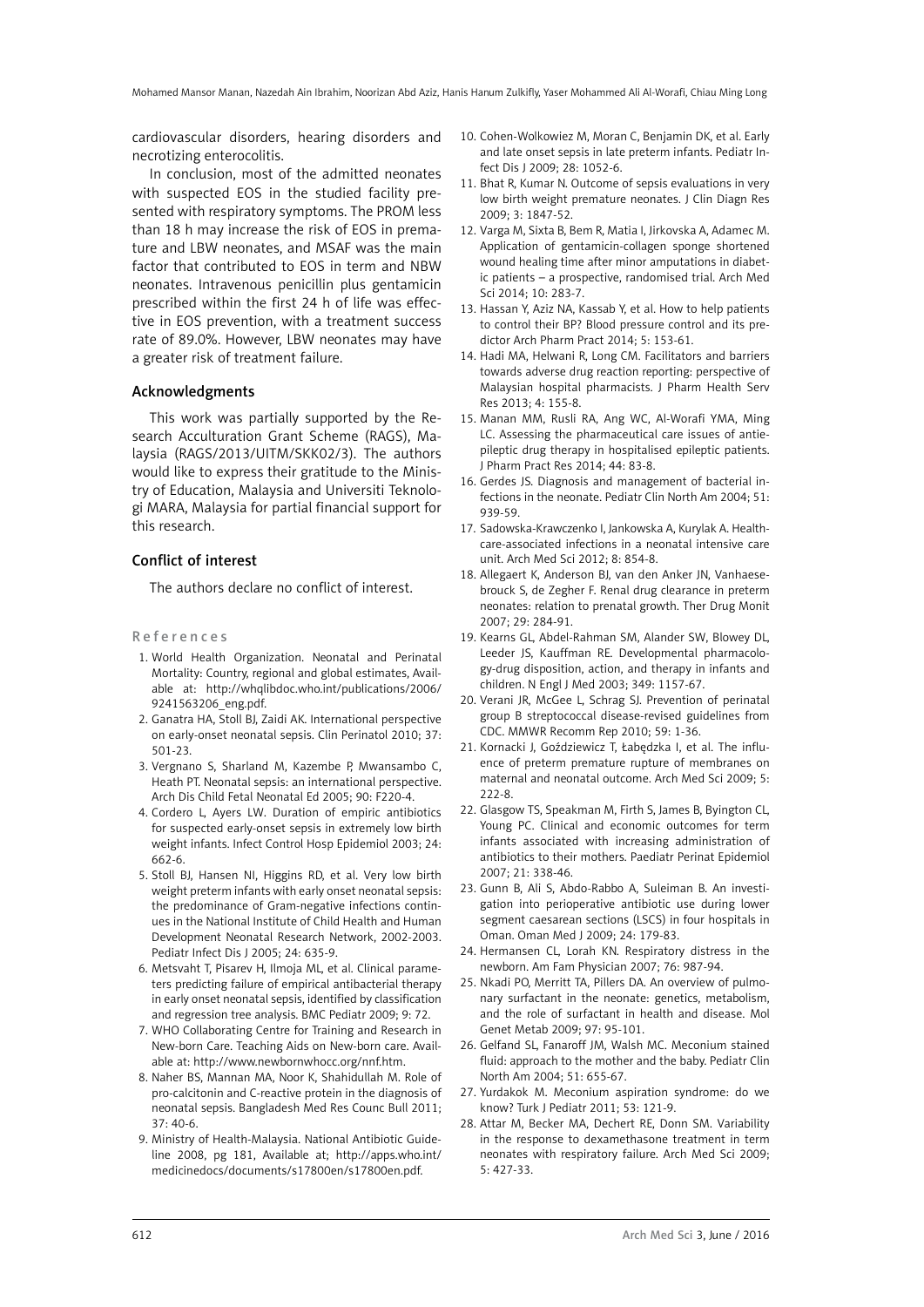cardiovascular disorders, hearing disorders and necrotizing enterocolitis.

In conclusion, most of the admitted neonates with suspected EOS in the studied facility presented with respiratory symptoms. The PROM less than 18 h may increase the risk of EOS in premature and LBW neonates, and MSAF was the main factor that contributed to EOS in term and NBW neonates. Intravenous penicillin plus gentamicin prescribed within the first 24 h of life was effective in EOS prevention, with a treatment success rate of 89.0%. However, LBW neonates may have a greater risk of treatment failure.

## Acknowledgments

This work was partially supported by the Research Acculturation Grant Scheme (RAGS), Malaysia (RAGS/2013/UITM/SKK02/3). The authors would like to express their gratitude to the Ministry of Education, Malaysia and Universiti Teknologi MARA, Malaysia for partial financial support for this research.

## Conflict of interest

The authors declare no conflict of interest.

## References

1. World Health Organization. Neonatal and Perinatal Mortality: Country, regional and global estimates, Available at: http://whqlibdoc.who.int/publications/2006/9241563206_eng.pdf.
2. Ganatra HA, Stoll BJ, Zaidi AK. International perspective on early-onset neonatal sepsis. Clin Perinatol 2010; 37: 501-23.
3. Vergnano S, Sharland M, Kazembe P, Mwansambo C, Heath PT. Neonatal sepsis: an international perspective. Arch Dis Child Fetal Neonatal Ed 2005; 90: F220-4.
4. Cordero L, Ayers LW. Duration of empiric antibiotics for suspected early-onset sepsis in extremely low birth weight infants. Infect Control Hosp Epidemiol 2003; 24: 662-6.
5. Stoll BJ, Hansen NI, Higgins RD, et al. Very low birth weight preterm infants with early onset neonatal sepsis: the predominance of Gram-negative infections continues in the National Institute of Child Health and Human Development Neonatal Research Network, 2002-2003. Pediatr Infect Dis J 2005; 24: 635-9.
6. Metsvaht T, Pisarev H, Ilmoja ML, et al. Clinical parameters predicting failure of empirical antibacterial therapy in early onset neonatal sepsis, identified by classification and regression tree analysis. BMC Pediatr 2009; 9: 72.
7. WHO Collaborating Centre for Training and Research in New-born Care. Teaching Aids on New-born care. Available at: http://www.newbornwhocc.org/nnf.htm.
8. Naher BS, Mannan MA, Noor K, Shahidullah M. Role of pro-calcitonin and C-reactive protein in the diagnosis of neonatal sepsis. Bangladesh Med Res Counc Bull 2011; 37: 40-6.
9. Ministry of Health-Malaysia. National Antibiotic Guideline 2008, pg 181, Available at; http://apps.who.int/medicinedocs/documents/s17800en/s17800en.pdf.
10. Cohen-Wolkowiez M, Moran C, Benjamin DK, et al. Early and late onset sepsis in late preterm infants. Pediatr Infect Dis J 2009; 28: 1052-6.
11. Bhat R, Kumar N. Outcome of sepsis evaluations in very low birth weight premature neonates. J Clin Diagn Res 2009; 3: 1847-52.
12. Varga M, Sixta B, Bem R, Matia I, Jirkovska A, Adamec M. Application of gentamicin-collagen sponge shortened wound healing time after minor amputations in diabetic patients – a prospective, randomised trial. Arch Med Sci 2014; 10: 283-7.
13. Hassan Y, Aziz NA, Kassab Y, et al. How to help patients to control their BP? Blood pressure control and its predictor Arch Pharm Pract 2014; 5: 153-61.
14. Hadi MA, Helwani R, Long CM. Facilitators and barriers towards adverse drug reaction reporting: perspective of Malaysian hospital pharmacists. J Pharm Health Serv Res 2013; 4: 155-8.
15. Manan MM, Rusli RA, Ang WC, Al-Worafi YMA, Ming LC. Assessing the pharmaceutical care issues of antiepileptic drug therapy in hospitalised epileptic patients. J Pharm Pract Res 2014; 44: 83-8.
16. Gerdes JS. Diagnosis and management of bacterial infections in the neonate. Pediatr Clin North Am 2004; 51: 939-59.
17. Sadowska-Krawczenko I, Jankowska A, Kurylak A. Healthcare-associated infections in a neonatal intensive care unit. Arch Med Sci 2012; 8: 854-8.
18. Allegaert K, Anderson BJ, van den Anker JN, Vanhaesebrouck S, de Zegher F. Renal drug clearance in preterm neonates: relation to prenatal growth. Ther Drug Monit 2007; 29: 284-91.
19. Kearns GL, Abdel-Rahman SM, Alander SW, Blowey DL, Leeder JS, Kauffman RE. Developmental pharmacology-drug disposition, action, and therapy in infants and children. N Engl J Med 2003; 349: 1157-67.
20. Verani JR, McGee L, Schrag SJ. Prevention of perinatal group B streptococcal disease-revised guidelines from CDC. MMWR Recomm Rep 2010; 59: 1-36.
21. Kornacki J, Goździewicz T, Łabędzka I, et al. The influence of preterm premature rupture of membranes on maternal and neonatal outcome. Arch Med Sci 2009; 5: 222-8.
22. Glasgow TS, Speakman M, Firth S, James B, Byington CL, Young PC. Clinical and economic outcomes for term infants associated with increasing administration of antibiotics to their mothers. Paediatr Perinat Epidemiol 2007; 21: 338-46.
23. Gunn B, Ali S, Abdo-Rabbo A, Suleiman B. An investigation into perioperative antibiotic use during lower segment caesarean sections (LSCS) in four hospitals in Oman. Oman Med J 2009; 24: 179-83.
24. Hermansen CL, Lorah KN. Respiratory distress in the newborn. Am Fam Physician 2007; 76: 987-94.
25. Nkadi PO, Merritt TA, Pillers DA. An overview of pulmonary surfactant in the neonate: genetics, metabolism, and the role of surfactant in health and disease. Mol Genet Metab 2009; 97: 95-101.
26. Gelfand SL, Fanaroff JM, Walsh MC. Meconium stained fluid: approach to the mother and the baby. Pediatr Clin North Am 2004; 51: 655-67.
27. Yurdakok M. Meconium aspiration syndrome: do we know? Turk J Pediatr 2011; 53: 121-9.
28. Attar M, Becker MA, Dechert RE, Donn SM. Variability in the response to dexamethasone treatment in term neonates with respiratory failure. Arch Med Sci 2009; 5: 427-33.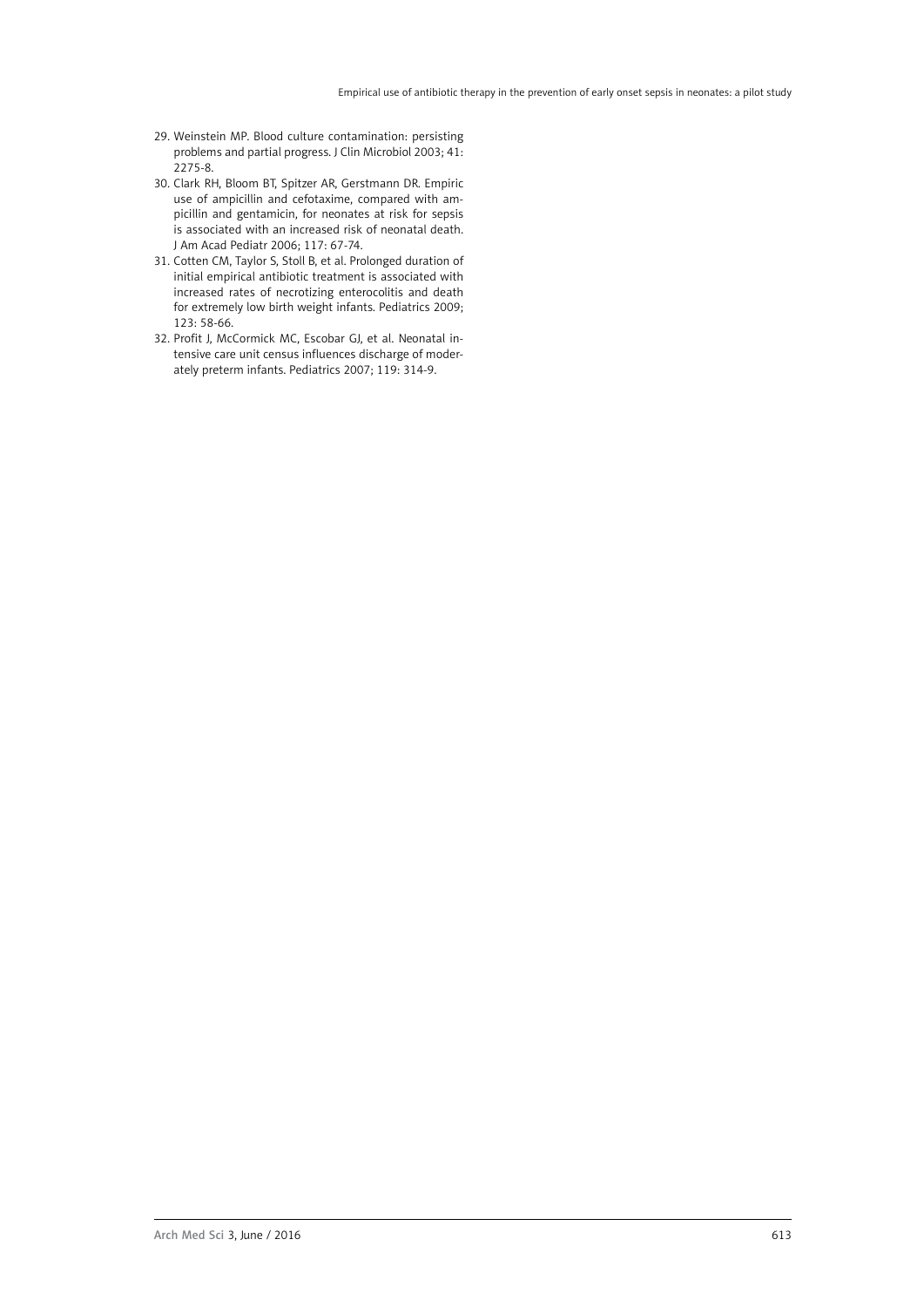29. Weinstein MP. Blood culture contamination: persisting problems and partial progress. J Clin Microbiol 2003; 41: 2275-8.
30. Clark RH, Bloom BT, Spitzer AR, Gerstmann DR. Empiric use of ampicillin and cefotaxime, compared with ampicillin and gentamicin, for neonates at risk for sepsis is associated with an increased risk of neonatal death. J Am Acad Pediatr 2006; 117: 67-74.
31. Cotten CM, Taylor S, Stoll B, et al. Prolonged duration of initial empirical antibiotic treatment is associated with increased rates of necrotizing enterocolitis and death for extremely low birth weight infants. Pediatrics 2009; 123: 58-66.
32. Profit J, McCormick MC, Escobar GJ, et al. Neonatal intensive care unit census influences discharge of moderately preterm infants. Pediatrics 2007; 119: 314-9.